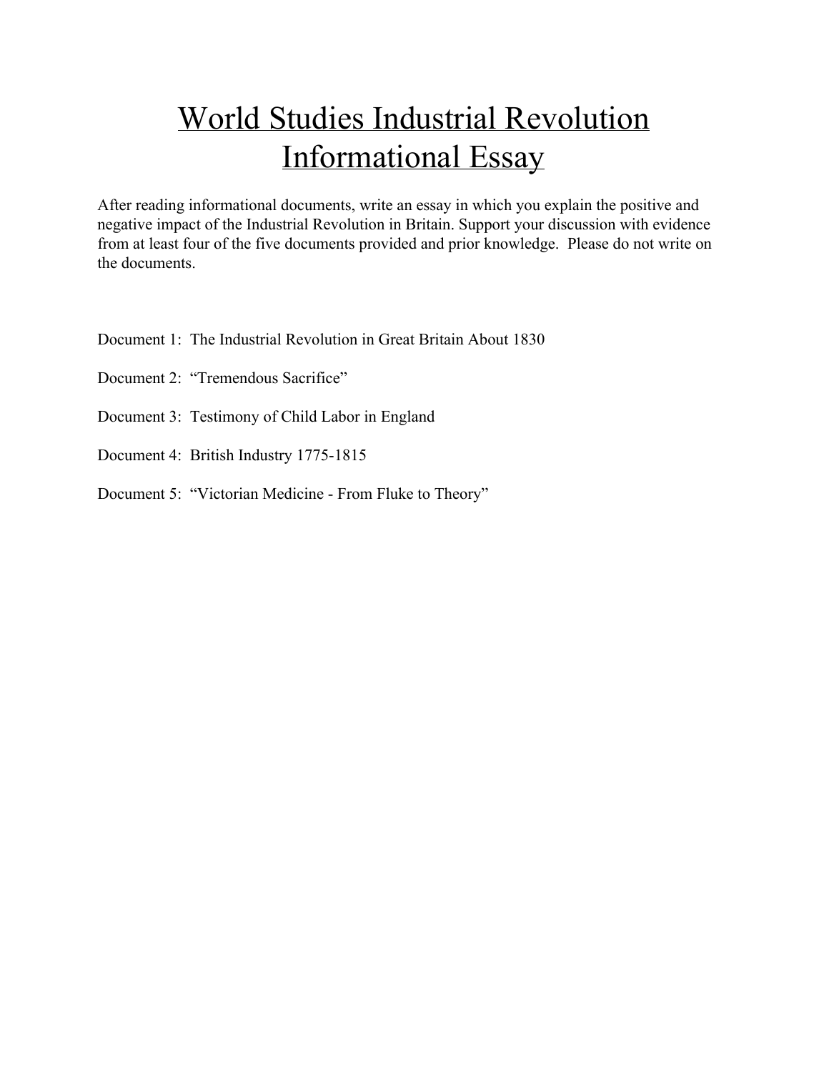# World Studies Industrial Revolution Informational Essay

After reading informational documents, write an essay in which you explain the positive and negative impact of the Industrial Revolution in Britain. Support your discussion with evidence from at least four of the five documents provided and prior knowledge. Please do not write on the documents.

Document 1: The Industrial Revolution in Great Britain About 1830

Document 2: "Tremendous Sacrifice"

Document 3: Testimony of Child Labor in England

Document 4: British Industry 1775-1815

Document 5: "Victorian Medicine - From Fluke to Theory"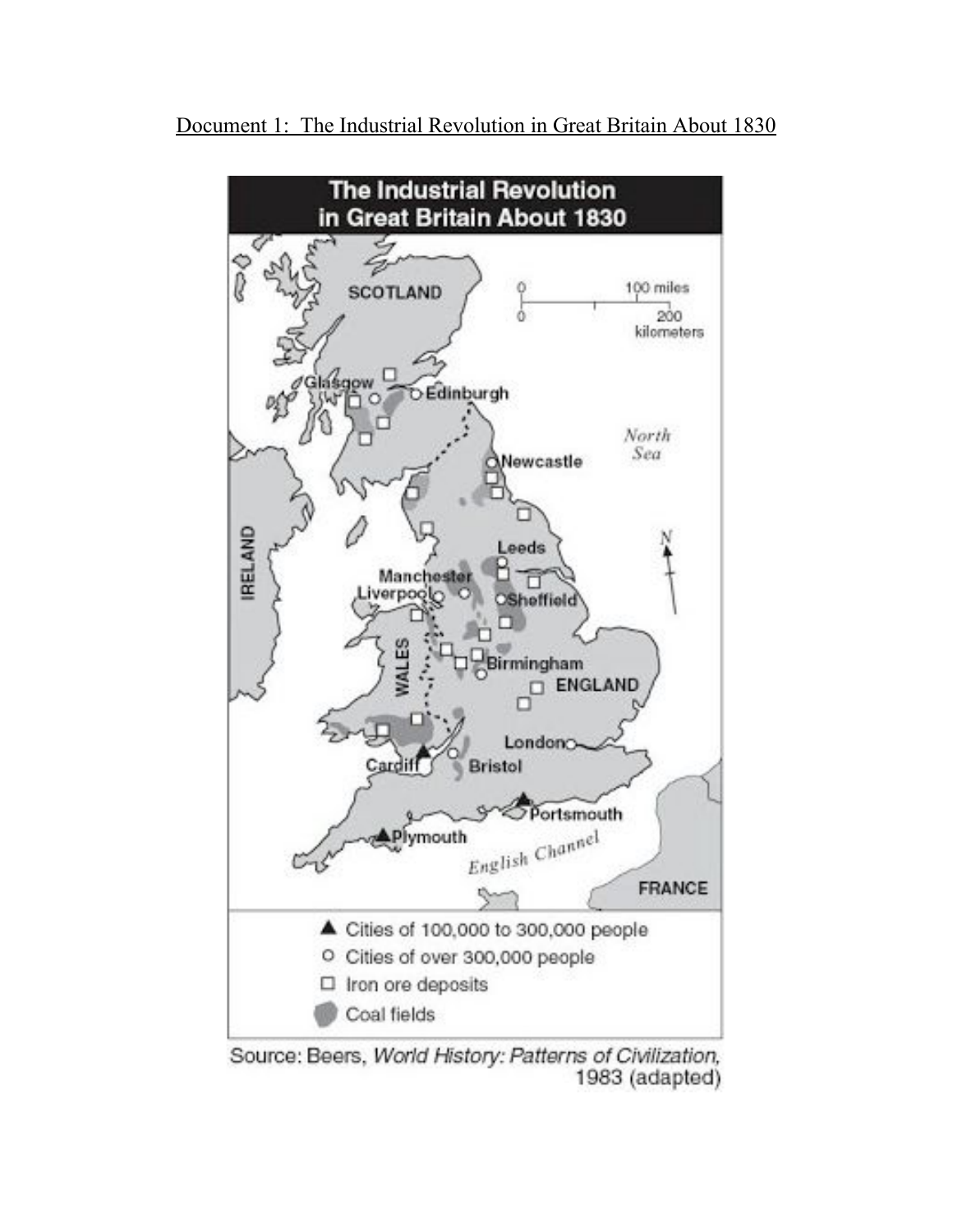Document 1: The Industrial Revolution in Great Britain About 1830

The Industrial Revolution in Great Britain About 1830

SCOTLAND

0 — 100 miles

0 — 200 kilometers

Glasgow

Edinburgh

North Sea

Newcastle

IRELAND

Leeds

Manchester

Liverpool

Sheffield

WALES

Birmingham

ENGLAND

London

Cardiff

Bristol

Portsmouth

Plymouth

English Channel

FRANCE

▲ Cities of 100,000 to 300,000 people

○ Cities of over 300,000 people

□ Iron ore deposits

Coal fields

Source: Beers, *World History: Patterns of Civilization*, 1983 (adapted)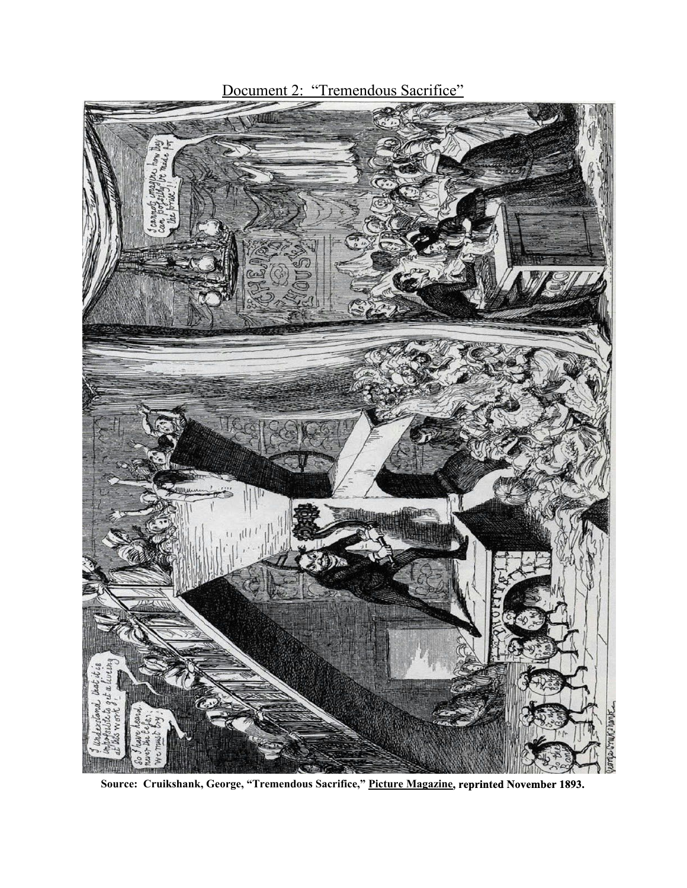Document 2: "Tremendous Sacrifice"

**Source: Cruikshank, George, "Tremendous Sacrifice," Picture Magazine, reprinted November 1893.**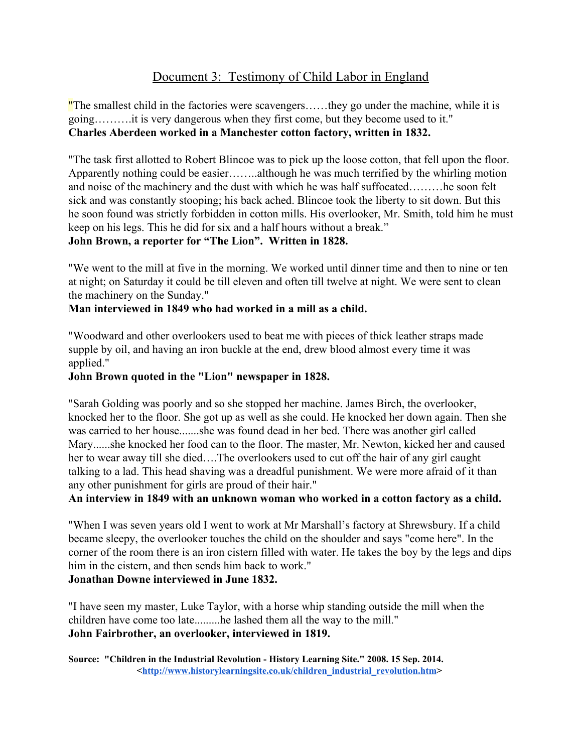# Document 3: Testimony of Child Labor in England

"The smallest child in the factories were scavengers……they go under the machine, while it is going……….it is very dangerous when they first come, but they become used to it."
**Charles Aberdeen worked in a Manchester cotton factory, written in 1832.**

"The task first allotted to Robert Blincoe was to pick up the loose cotton, that fell upon the floor. Apparently nothing could be easier……..although he was much terrified by the whirling motion and noise of the machinery and the dust with which he was half suffocated………he soon felt sick and was constantly stooping; his back ached. Blincoe took the liberty to sit down. But this he soon found was strictly forbidden in cotton mills. His overlooker, Mr. Smith, told him he must keep on his legs. This he did for six and a half hours without a break."
**John Brown, a reporter for "The Lion". Written in 1828.**

"We went to the mill at five in the morning. We worked until dinner time and then to nine or ten at night; on Saturday it could be till eleven and often till twelve at night. We were sent to clean the machinery on the Sunday."
**Man interviewed in 1849 who had worked in a mill as a child.**

"Woodward and other overlookers used to beat me with pieces of thick leather straps made supple by oil, and having an iron buckle at the end, drew blood almost every time it was applied."
**John Brown quoted in the "Lion" newspaper in 1828.**

"Sarah Golding was poorly and so she stopped her machine. James Birch, the overlooker, knocked her to the floor. She got up as well as she could. He knocked her down again. Then she was carried to her house.......she was found dead in her bed. There was another girl called Mary......she knocked her food can to the floor. The master, Mr. Newton, kicked her and caused her to wear away till she died….The overlookers used to cut off the hair of any girl caught talking to a lad. This head shaving was a dreadful punishment. We were more afraid of it than any other punishment for girls are proud of their hair."
**An interview in 1849 with an unknown woman who worked in a cotton factory as a child.**

"When I was seven years old I went to work at Mr Marshall's factory at Shrewsbury. If a child became sleepy, the overlooker touches the child on the shoulder and says "come here". In the corner of the room there is an iron cistern filled with water. He takes the boy by the legs and dips him in the cistern, and then sends him back to work."
**Jonathan Downe interviewed in June 1832.**

"I have seen my master, Luke Taylor, with a horse whip standing outside the mill when the children have come too late.........he lashed them all the way to the mill."
**John Fairbrother, an overlooker, interviewed in 1819.**

**Source: "Children in the Industrial Revolution - History Learning Site." 2008. 15 Sep. 2014. <http://www.historylearningsite.co.uk/children_industrial_revolution.htm>**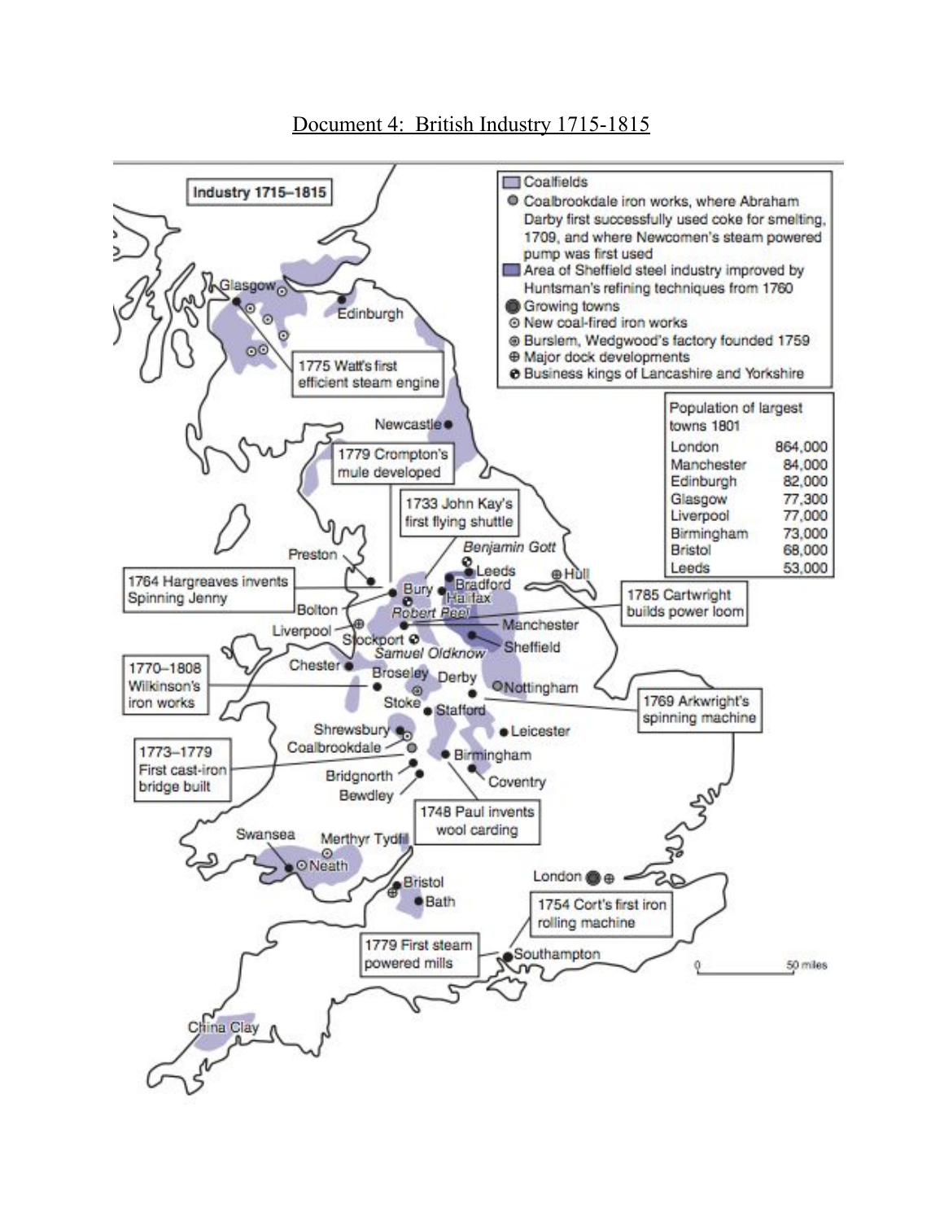# Document 4: British Industry 1715-1815

**Industry 1715–1815**

**Key:**

- Coalfields
- Coalbrookdale iron works, where Abraham Darby first successfully used coke for smelting, 1709, and where Newcomen's steam powered pump was first used
- Area of Sheffield steel industry improved by Huntsman's refining techniques from 1760
- Growing towns
- New coal-fired iron works
- Burslem, Wedgwood's factory founded 1759
- Major dock developments
- Business kings of Lancashire and Yorkshire

**Population of largest towns 1801**

| Town | Population |
|---|---|
| London | 864,000 |
| Manchester | 84,000 |
| Edinburgh | 82,000 |
| Glasgow | 77,300 |
| Liverpool | 77,000 |
| Birmingham | 73,000 |
| Bristol | 68,000 |
| Leeds | 53,000 |

**Map labels:**

- 1775 Watt's first efficient steam engine
- 1779 Crompton's mule developed
- 1733 John Kay's first flying shuttle
- 1764 Hargreaves invents Spinning Jenny
- 1785 Cartwright builds power loom
- 1770–1808 Wilkinson's iron works
- 1769 Arkwright's spinning machine
- 1773–1779 First cast-iron bridge built
- 1748 Paul invents wool carding
- 1754 Cort's first iron rolling machine
- 1779 First steam powered mills

Places: Glasgow, Edinburgh, Newcastle, Preston, Bury, Leeds, Bradford, Halifax, Hull, Bolton, Liverpool, Stockport, Manchester, Sheffield, Chester, Broseley, Derby, Nottingham, Stoke, Stafford, Shrewsbury, Coalbrookdale, Leicester, Birmingham, Bridgnorth, Bewdley, Coventry, Swansea, Merthyr Tydfil, Neath, Bristol, Bath, London, Southampton, China Clay

Business kings: Benjamin Gott, Robert Peel, Samuel Oldknow

0 — 50 miles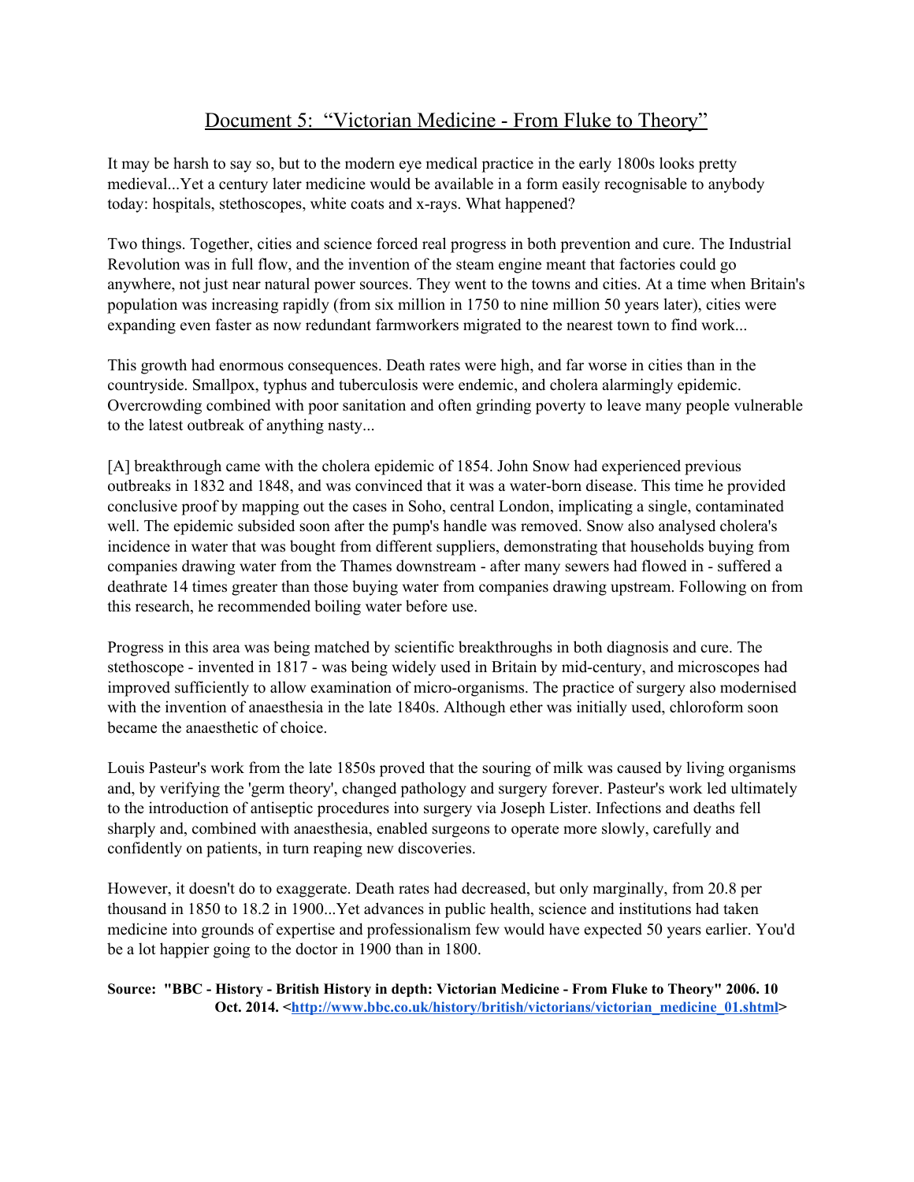# Document 5: "Victorian Medicine - From Fluke to Theory"

It may be harsh to say so, but to the modern eye medical practice in the early 1800s looks pretty medieval...Yet a century later medicine would be available in a form easily recognisable to anybody today: hospitals, stethoscopes, white coats and x-rays. What happened?

Two things. Together, cities and science forced real progress in both prevention and cure. The Industrial Revolution was in full flow, and the invention of the steam engine meant that factories could go anywhere, not just near natural power sources. They went to the towns and cities. At a time when Britain's population was increasing rapidly (from six million in 1750 to nine million 50 years later), cities were expanding even faster as now redundant farmworkers migrated to the nearest town to find work...

This growth had enormous consequences. Death rates were high, and far worse in cities than in the countryside. Smallpox, typhus and tuberculosis were endemic, and cholera alarmingly epidemic. Overcrowding combined with poor sanitation and often grinding poverty to leave many people vulnerable to the latest outbreak of anything nasty...

[A] breakthrough came with the cholera epidemic of 1854. John Snow had experienced previous outbreaks in 1832 and 1848, and was convinced that it was a water-born disease. This time he provided conclusive proof by mapping out the cases in Soho, central London, implicating a single, contaminated well. The epidemic subsided soon after the pump's handle was removed. Snow also analysed cholera's incidence in water that was bought from different suppliers, demonstrating that households buying from companies drawing water from the Thames downstream - after many sewers had flowed in - suffered a deathrate 14 times greater than those buying water from companies drawing upstream. Following on from this research, he recommended boiling water before use.

Progress in this area was being matched by scientific breakthroughs in both diagnosis and cure. The stethoscope - invented in 1817 - was being widely used in Britain by mid-century, and microscopes had improved sufficiently to allow examination of micro-organisms. The practice of surgery also modernised with the invention of anaesthesia in the late 1840s. Although ether was initially used, chloroform soon became the anaesthetic of choice.

Louis Pasteur's work from the late 1850s proved that the souring of milk was caused by living organisms and, by verifying the 'germ theory', changed pathology and surgery forever. Pasteur's work led ultimately to the introduction of antiseptic procedures into surgery via Joseph Lister. Infections and deaths fell sharply and, combined with anaesthesia, enabled surgeons to operate more slowly, carefully and confidently on patients, in turn reaping new discoveries.

However, it doesn't do to exaggerate. Death rates had decreased, but only marginally, from 20.8 per thousand in 1850 to 18.2 in 1900...Yet advances in public health, science and institutions had taken medicine into grounds of expertise and professionalism few would have expected 50 years earlier. You'd be a lot happier going to the doctor in 1900 than in 1800.

**Source: "BBC - History - British History in depth: Victorian Medicine - From Fluke to Theory" 2006. 10 Oct. 2014. <http://www.bbc.co.uk/history/british/victorians/victorian_medicine_01.shtml>**